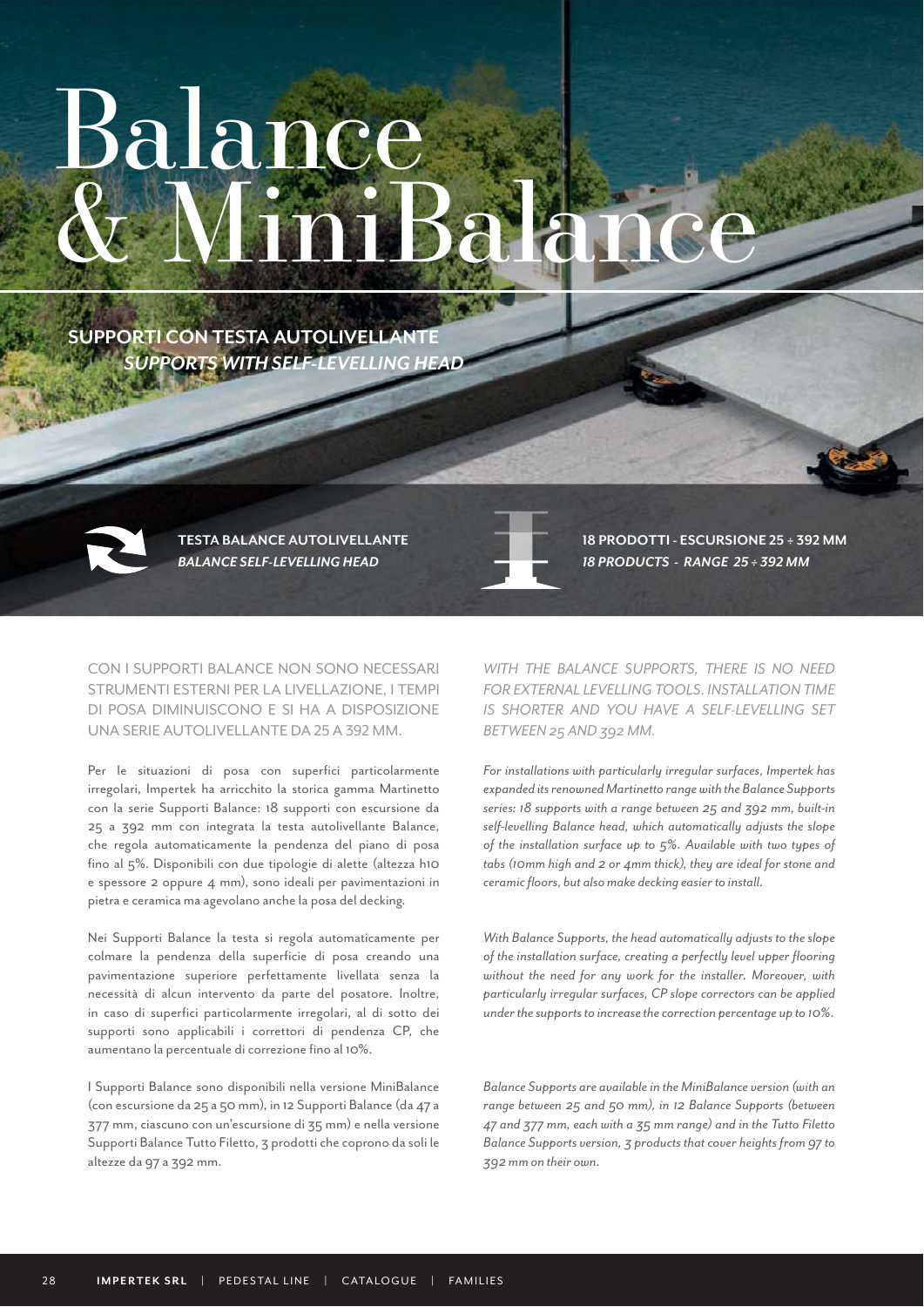# Balance & MiniBalance

**SUPPORTI CON TESTA AUTOLIVELLANTE**
***SUPPORTS WITH SELF-LEVELLING HEAD***

**TESTA BALANCE AUTOLIVELLANTE**
***BALANCE SELF-LEVELLING HEAD***

**18 PRODOTTI - ESCURSIONE 25 ÷ 392 MM**
***18 PRODUCTS - RANGE 25 ÷ 392 MM***

CON I SUPPORTI BALANCE NON SONO NECESSARI STRUMENTI ESTERNI PER LA LIVELLAZIONE, I TEMPI DI POSA DIMINUISCONO E SI HA A DISPOSIZIONE UNA SERIE AUTOLIVELLANTE DA 25 A 392 MM.

Per le situazioni di posa con superfici particolarmente irregolari, Impertek ha arricchito la storica gamma Martinetto con la serie Supporti Balance: 18 supporti con escursione da 25 a 392 mm con integrata la testa autolivellante Balance, che regola automaticamente la pendenza del piano di posa fino al 5%. Disponibili con due tipologie di alette (altezza h10 e spessore 2 oppure 4 mm), sono ideali per pavimentazioni in pietra e ceramica ma agevolano anche la posa del decking.

Nei Supporti Balance la testa si regola automaticamente per colmare la pendenza della superficie di posa creando una pavimentazione superiore perfettamente livellata senza la necessità di alcun intervento da parte del posatore. Inoltre, in caso di superfici particolarmente irregolari, al di sotto dei supporti sono applicabili i correttori di pendenza CP, che aumentano la percentuale di correzione fino al 10%.

I Supporti Balance sono disponibili nella versione MiniBalance (con escursione da 25 a 50 mm), in 12 Supporti Balance (da 47 a 377 mm, ciascuno con un'escursione di 35 mm) e nella versione Supporti Balance Tutto Filetto, 3 prodotti che coprono da soli le altezze da 97 a 392 mm.

*WITH THE BALANCE SUPPORTS, THERE IS NO NEED FOR EXTERNAL LEVELLING TOOLS. INSTALLATION TIME IS SHORTER AND YOU HAVE A SELF-LEVELLING SET BETWEEN 25 AND 392 MM.*

*For installations with particularly irregular surfaces, Impertek has expanded its renowned Martinetto range with the Balance Supports series: 18 supports with a range between 25 and 392 mm, built-in self-levelling Balance head, which automatically adjusts the slope of the installation surface up to 5%. Available with two types of tabs (10mm high and 2 or 4mm thick), they are ideal for stone and ceramic floors, but also make decking easier to install.*

*With Balance Supports, the head automatically adjusts to the slope of the installation surface, creating a perfectly level upper flooring without the need for any work for the installer. Moreover, with particularly irregular surfaces, CP slope correctors can be applied under the supports to increase the correction percentage up to 10%.*

*Balance Supports are available in the MiniBalance version (with an range between 25 and 50 mm), in 12 Balance Supports (between 47 and 377 mm, each with a 35 mm range) and in the Tutto Filetto Balance Supports version, 3 products that cover heights from 97 to 392 mm on their own.*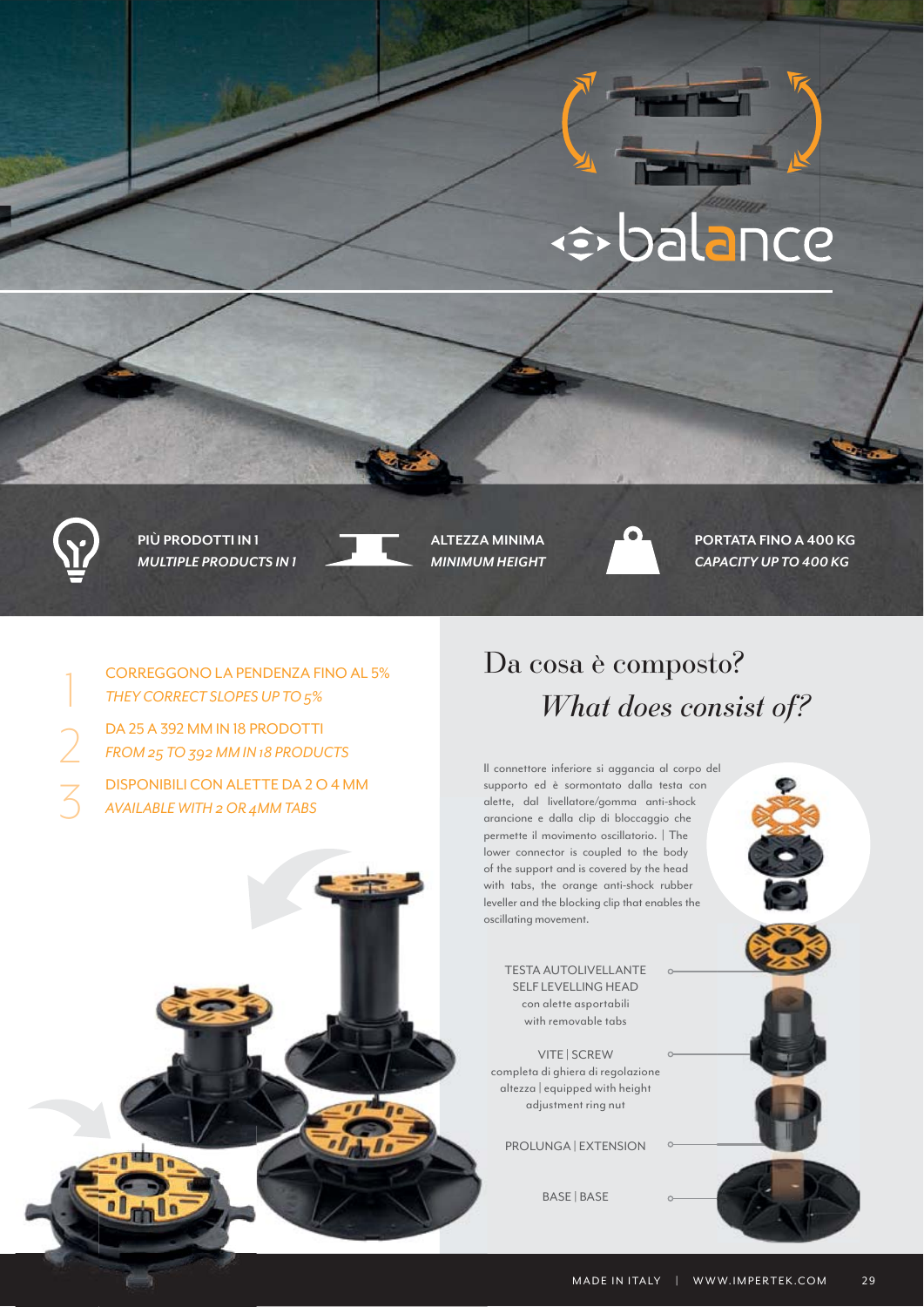# balance

**PIÙ PRODOTTI IN 1**
***MULTIPLE PRODUCTS IN 1***

**ALTEZZA MINIMA**
***MINIMUM HEIGHT***

**PORTATA FINO A 400 KG**
***CAPACITY UP TO 400 KG***

1. CORREGGONO LA PENDENZA FINO AL 5%
   *THEY CORRECT SLOPES UP TO 5%*
2. DA 25 A 392 MM IN 18 PRODOTTI
   *FROM 25 TO 392 MM IN 18 PRODUCTS*
3. DISPONIBILI CON ALETTE DA 2 O 4 MM
   *AVAILABLE WITH 2 OR 4MM TABS*

## Da cosa è composto?

## *What does consist of?*

Il connettore inferiore si aggancia al corpo del supporto ed è sormontato dalla testa con alette, dal livellatore/gomma anti-shock arancione e dalla clip di bloccaggio che permette il movimento oscillatorio. | The lower connector is coupled to the body of the support and is covered by the head with tabs, the orange anti-shock rubber leveller and the blocking clip that enables the oscillating movement.

TESTA AUTOLIVELLANTE
SELF LEVELLING HEAD
con alette asportabili
with removable tabs

VITE | SCREW
completa di ghiera di regolazione altezza | equipped with height adjustment ring nut

PROLUNGA | EXTENSION

BASE | BASE

MADE IN ITALY | WWW.IMPERTEK.COM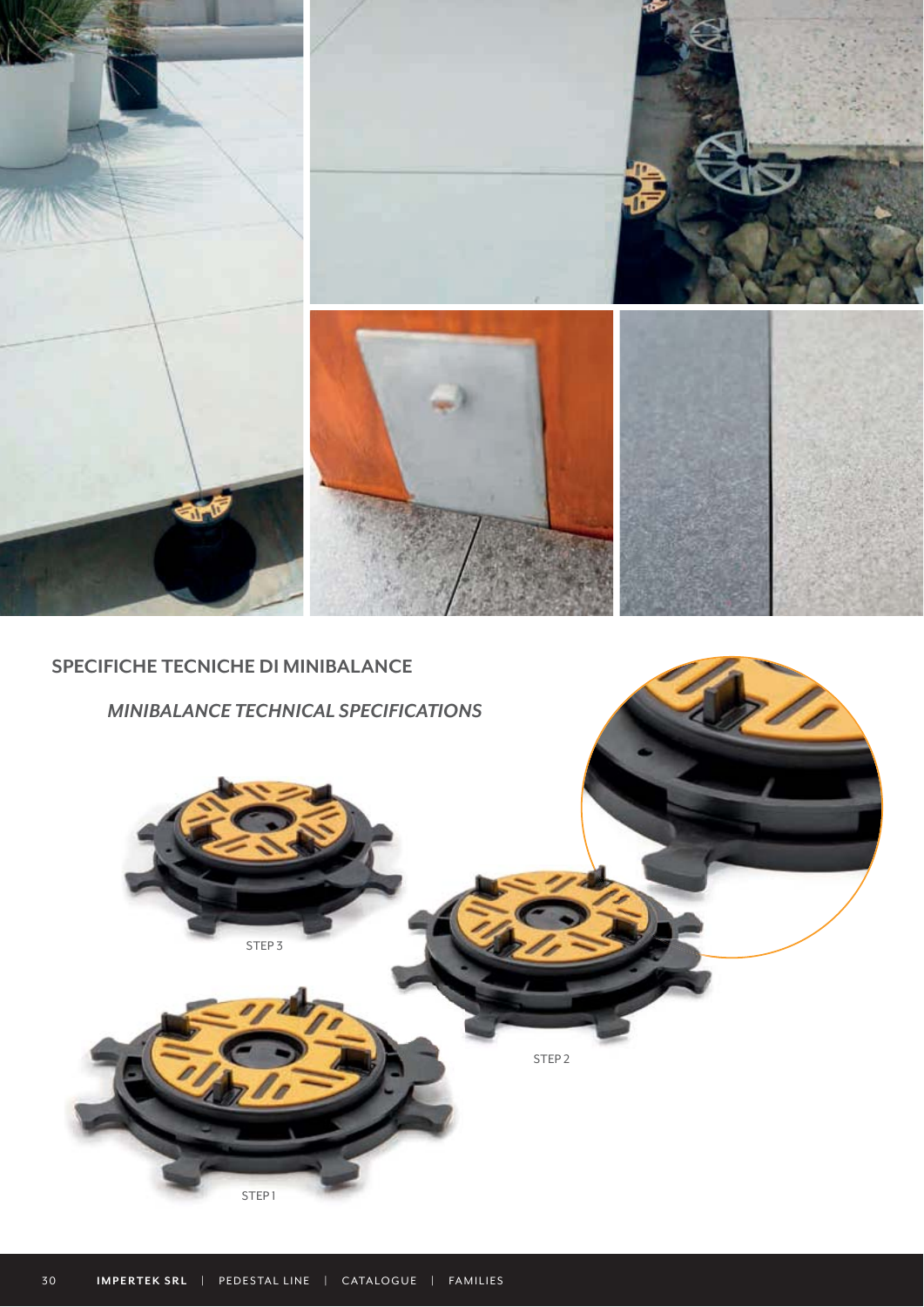## SPECIFICHE TECNICHE DI MINIBALANCE

### *MINIBALANCE TECHNICAL SPECIFICATIONS*

STEP 3

STEP 2

STEP 1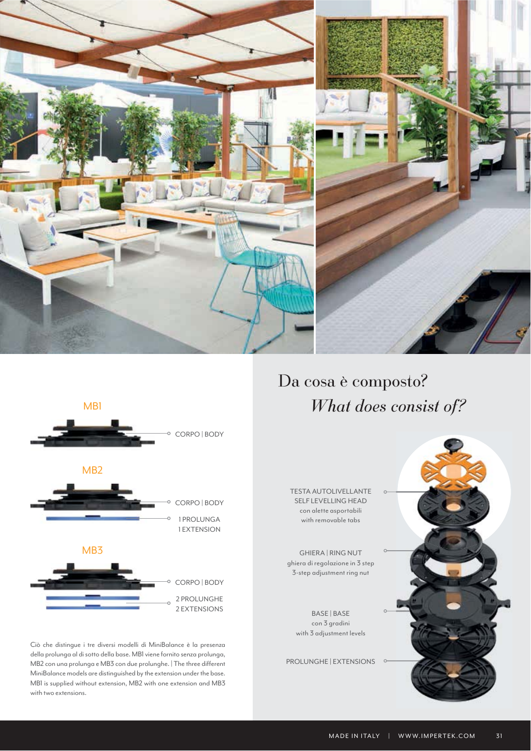## Da cosa è composto?

## *What does consist of?*

### MB1

CORPO | BODY

### MB2

CORPO | BODY

1 PROLUNGA
1 EXTENSION

### MB3

CORPO | BODY

2 PROLUNGHE
2 EXTENSIONS

Ciò che distingue i tre diversi modelli di MiniBalance è la presenza della prolunga al di sotto della base. MB1 viene fornito senza prolunga, MB2 con una prolunga e MB3 con due prolunghe. | The three different MiniBalance models are distinguished by the extension under the base. MB1 is supplied without extension, MB2 with one extension and MB3 with two extensions.

TESTA AUTOLIVELLANTE
SELF LEVELLING HEAD
con alette asportabili
with removable tabs

GHIERA | RING NUT
ghiera di regolazione in 3 step
3-step adjustment ring nut

BASE | BASE
con 3 gradini
with 3 adjustment levels

PROLUNGHE | EXTENSIONS

MADE IN ITALY | WWW.IMPERTEK.COM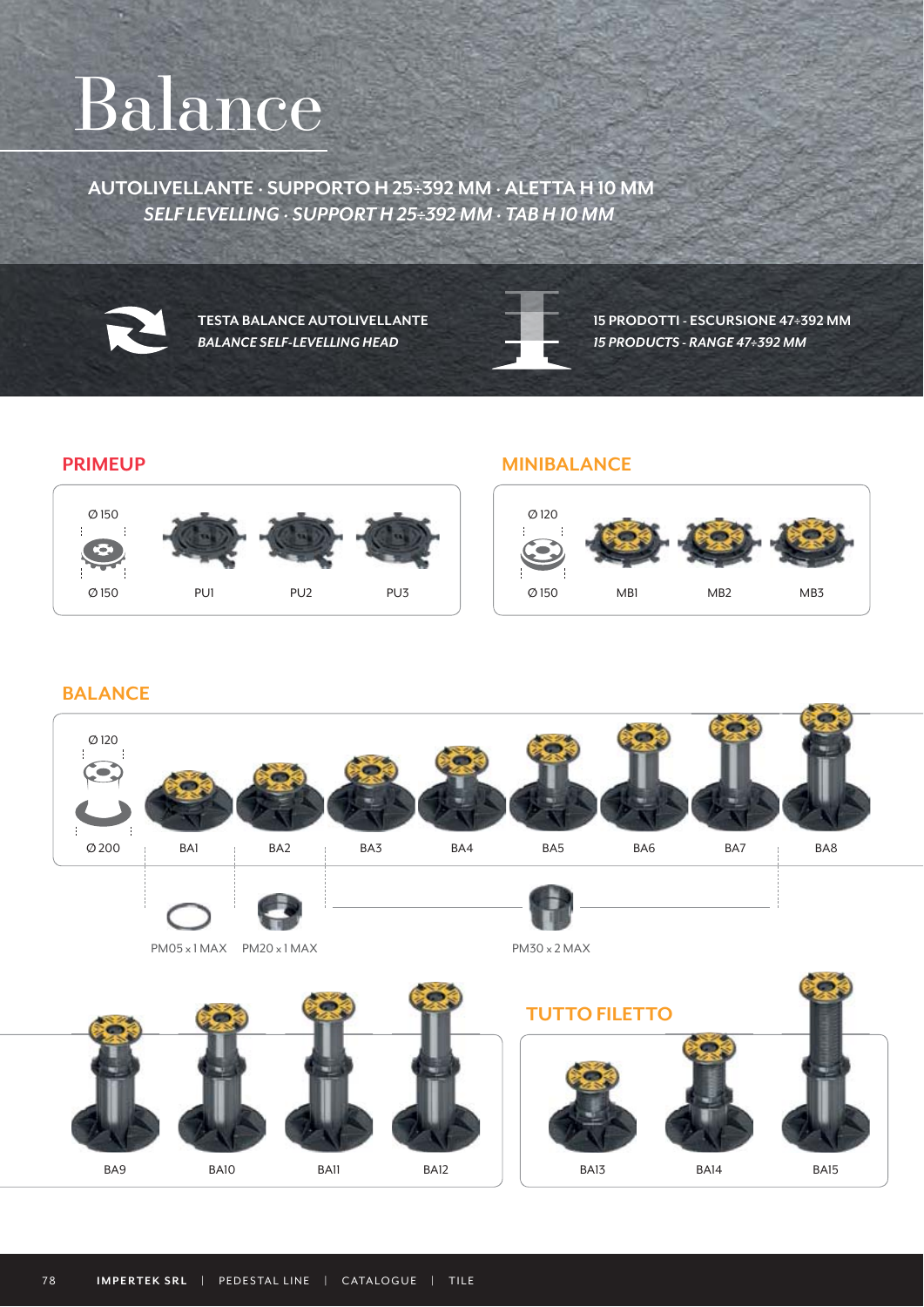# Balance

**AUTOLIVELLANTE · SUPPORTO H 25÷392 MM · ALETTA H 10 MM**
***SELF LEVELLING · SUPPORT H 25÷392 MM · TAB H 10 MM***

**TESTA BALANCE AUTOLIVELLANTE**
***BALANCE SELF-LEVELLING HEAD***

**15 PRODOTTI - ESCURSIONE 47÷392 MM**
***15 PRODUCTS - RANGE 47÷392 MM***

## PRIMEUP

Ø 150
Ø 150

PU1 PU2 PU3

## MINIBALANCE

Ø 120
Ø 150

MB1 MB2 MB3

## BALANCE

Ø 120
Ø 200

BA1 BA2 BA3 BA4 BA5 BA6 BA7 BA8

PM05 x 1 MAX PM20 x 1 MAX PM30 x 2 MAX

BA9 BA10 BA11 BA12

## TUTTO FILETTO

BA13 BA14 BA15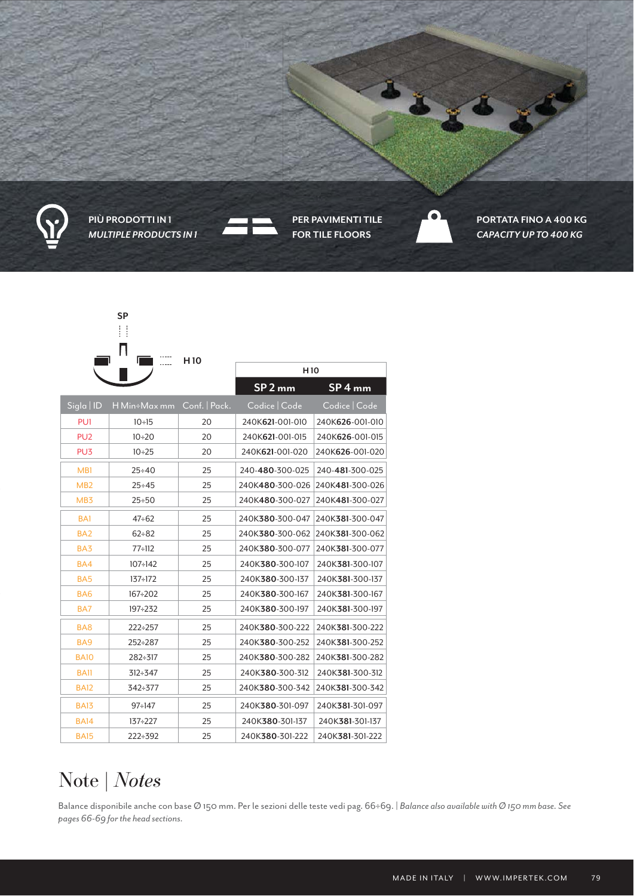**PIÙ PRODOTTI IN 1**
***MULTIPLE PRODUCTS IN 1***

**PER PAVIMENTI TILE**
**FOR TILE FLOORS**

**PORTATA FINO A 400 KG**
***CAPACITY UP TO 400 KG***

SP

H 10

| | | | H 10 | |
|---|---|---|---|---|
| | | | **SP 2 mm** | **SP 4 mm** |
| Sigla \| ID | H Min÷Max mm | Conf. \| Pack. | Codice \| Code | Codice \| Code |
| PU1 | 10÷15 | 20 | 240K**621**-001-010 | 240K**626**-001-010 |
| PU2 | 10÷20 | 20 | 240K**621**-001-015 | 240K**626**-001-015 |
| PU3 | 10÷25 | 20 | 240K**621**-001-020 | 240K**626**-001-020 |
| MB1 | 25÷40 | 25 | 240-**480**-300-025 | 240-**481**-300-025 |
| MB2 | 25÷45 | 25 | 240K**480**-300-026 | 240K**481**-300-026 |
| MB3 | 25÷50 | 25 | 240K**480**-300-027 | 240K**481**-300-027 |
| BA1 | 47÷62 | 25 | 240K**380**-300-047 | 240K**381**-300-047 |
| BA2 | 62÷82 | 25 | 240K**380**-300-062 | 240K**381**-300-062 |
| BA3 | 77÷112 | 25 | 240K**380**-300-077 | 240K**381**-300-077 |
| BA4 | 107÷142 | 25 | 240K**380**-300-107 | 240K**381**-300-107 |
| BA5 | 137÷172 | 25 | 240K**380**-300-137 | 240K**381**-300-137 |
| BA6 | 167÷202 | 25 | 240K**380**-300-167 | 240K**381**-300-167 |
| BA7 | 197÷232 | 25 | 240K**380**-300-197 | 240K**381**-300-197 |
| BA8 | 222÷257 | 25 | 240K**380**-300-222 | 240K**381**-300-222 |
| BA9 | 252÷287 | 25 | 240K**380**-300-252 | 240K**381**-300-252 |
| BA10 | 282÷317 | 25 | 240K**380**-300-282 | 240K**381**-300-282 |
| BA11 | 312÷347 | 25 | 240K**380**-300-312 | 240K**381**-300-312 |
| BA12 | 342÷377 | 25 | 240K**380**-300-342 | 240K**381**-300-342 |
| BA13 | 97÷147 | 25 | 240K**380**-301-097 | 240K**381**-301-097 |
| BA14 | 137÷227 | 25 | 240K**380**-301-137 | 240K**381**-301-137 |
| BA15 | 222÷392 | 25 | 240K**380**-301-222 | 240K**381**-301-222 |

# Note | *Notes*

Balance disponibile anche con base Ø 150 mm. Per le sezioni delle teste vedi pag. 66÷69. | *Balance also available with Ø 150 mm base. See pages 66-69 for the head sections.*